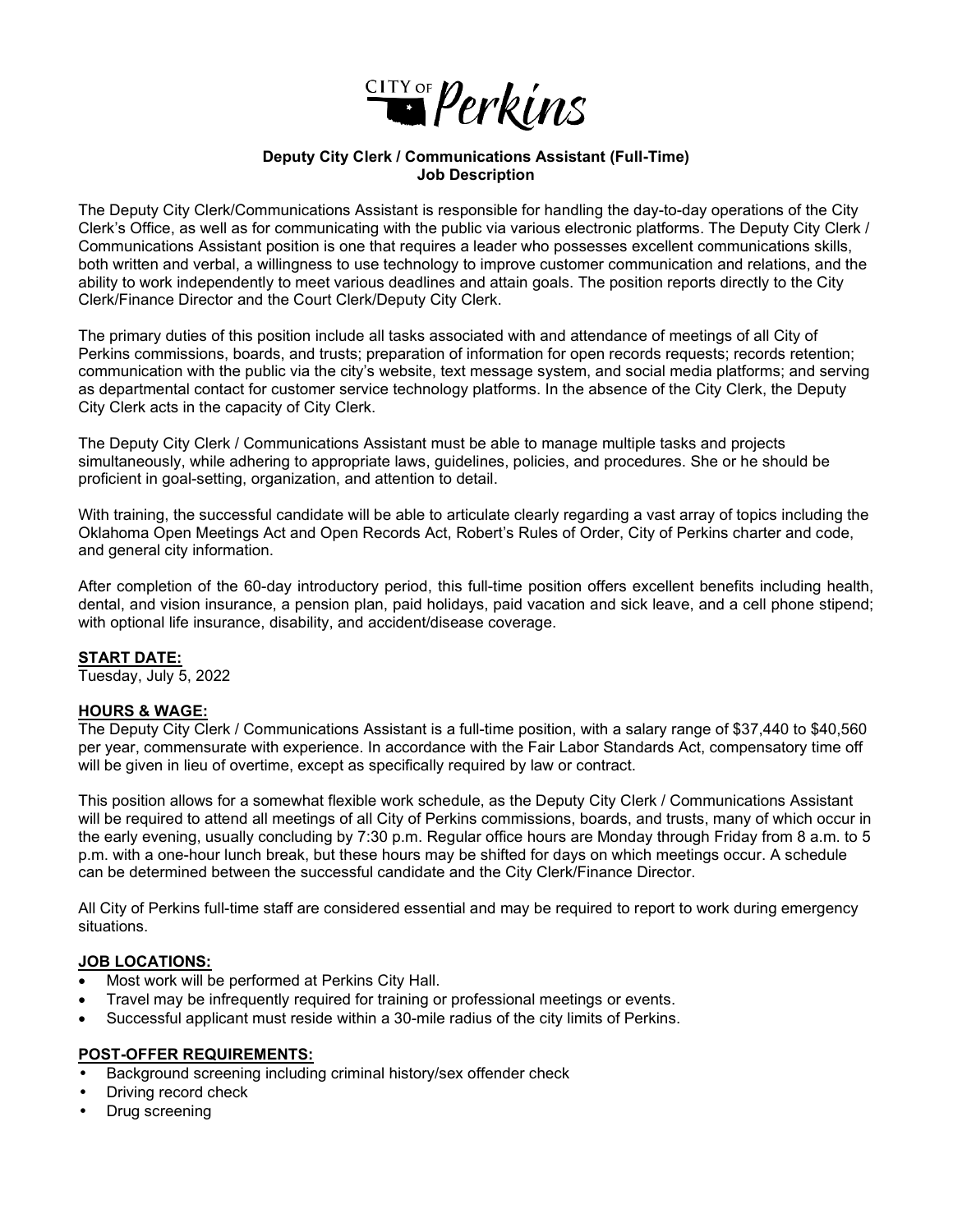CITY OF Perkins

**Deputy City Clerk / Communications Assistant (Full-Time)**
**Job Description**

The Deputy City Clerk/Communications Assistant is responsible for handling the day-to-day operations of the City Clerk's Office, as well as for communicating with the public via various electronic platforms. The Deputy City Clerk / Communications Assistant position is one that requires a leader who possesses excellent communications skills, both written and verbal, a willingness to use technology to improve customer communication and relations, and the ability to work independently to meet various deadlines and attain goals. The position reports directly to the City Clerk/Finance Director and the Court Clerk/Deputy City Clerk.

The primary duties of this position include all tasks associated with and attendance of meetings of all City of Perkins commissions, boards, and trusts; preparation of information for open records requests; records retention; communication with the public via the city's website, text message system, and social media platforms; and serving as departmental contact for customer service technology platforms. In the absence of the City Clerk, the Deputy City Clerk acts in the capacity of City Clerk.

The Deputy City Clerk / Communications Assistant must be able to manage multiple tasks and projects simultaneously, while adhering to appropriate laws, guidelines, policies, and procedures. She or he should be proficient in goal-setting, organization, and attention to detail.

With training, the successful candidate will be able to articulate clearly regarding a vast array of topics including the Oklahoma Open Meetings Act and Open Records Act, Robert's Rules of Order, City of Perkins charter and code, and general city information.

After completion of the 60-day introductory period, this full-time position offers excellent benefits including health, dental, and vision insurance, a pension plan, paid holidays, paid vacation and sick leave, and a cell phone stipend; with optional life insurance, disability, and accident/disease coverage.

## START DATE:

Tuesday, July 5, 2022

## HOURS & WAGE:

The Deputy City Clerk / Communications Assistant is a full-time position, with a salary range of $37,440 to $40,560 per year, commensurate with experience. In accordance with the Fair Labor Standards Act, compensatory time off will be given in lieu of overtime, except as specifically required by law or contract.

This position allows for a somewhat flexible work schedule, as the Deputy City Clerk / Communications Assistant will be required to attend all meetings of all City of Perkins commissions, boards, and trusts, many of which occur in the early evening, usually concluding by 7:30 p.m. Regular office hours are Monday through Friday from 8 a.m. to 5 p.m. with a one-hour lunch break, but these hours may be shifted for days on which meetings occur. A schedule can be determined between the successful candidate and the City Clerk/Finance Director.

All City of Perkins full-time staff are considered essential and may be required to report to work during emergency situations.

## JOB LOCATIONS:

- Most work will be performed at Perkins City Hall.
- Travel may be infrequently required for training or professional meetings or events.
- Successful applicant must reside within a 30-mile radius of the city limits of Perkins.

## POST-OFFER REQUIREMENTS:

- Background screening including criminal history/sex offender check
- Driving record check
- Drug screening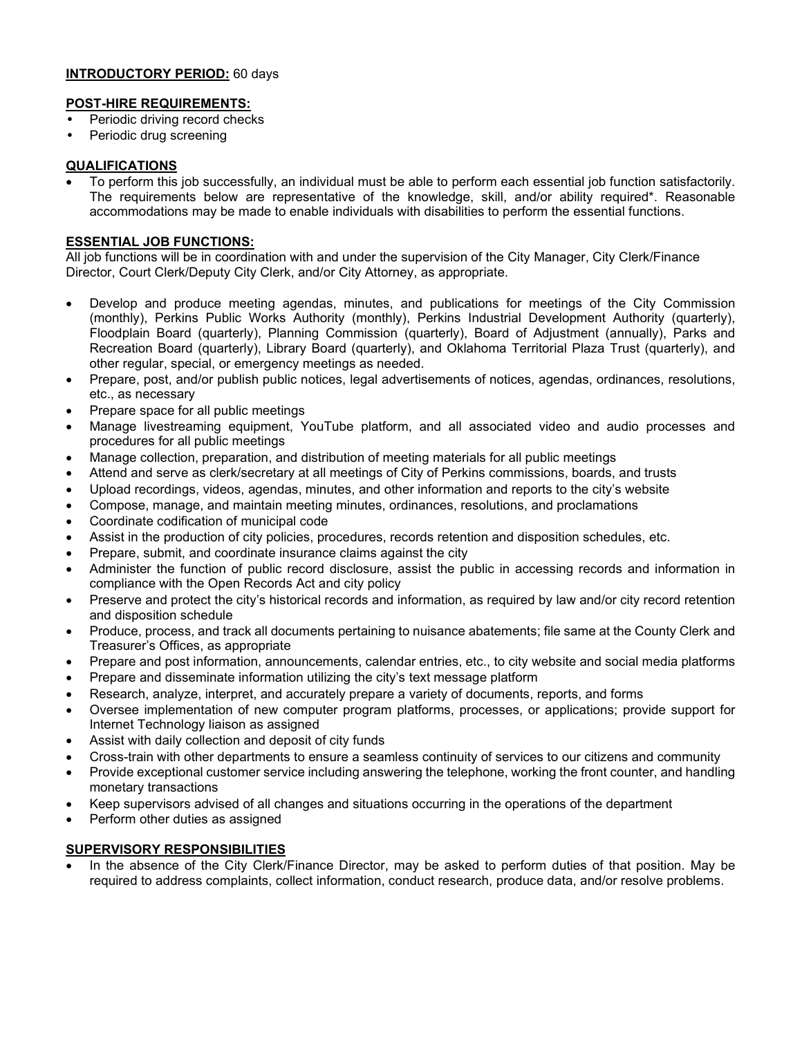**INTRODUCTORY PERIOD:** 60 days

**POST-HIRE REQUIREMENTS:**

- Periodic driving record checks
- Periodic drug screening

**QUALIFICATIONS**

- To perform this job successfully, an individual must be able to perform each essential job function satisfactorily. The requirements below are representative of the knowledge, skill, and/or ability required*. Reasonable accommodations may be made to enable individuals with disabilities to perform the essential functions.

**ESSENTIAL JOB FUNCTIONS:**

All job functions will be in coordination with and under the supervision of the City Manager, City Clerk/Finance Director, Court Clerk/Deputy City Clerk, and/or City Attorney, as appropriate.

- Develop and produce meeting agendas, minutes, and publications for meetings of the City Commission (monthly), Perkins Public Works Authority (monthly), Perkins Industrial Development Authority (quarterly), Floodplain Board (quarterly), Planning Commission (quarterly), Board of Adjustment (annually), Parks and Recreation Board (quarterly), Library Board (quarterly), and Oklahoma Territorial Plaza Trust (quarterly), and other regular, special, or emergency meetings as needed.
- Prepare, post, and/or publish public notices, legal advertisements of notices, agendas, ordinances, resolutions, etc., as necessary
- Prepare space for all public meetings
- Manage livestreaming equipment, YouTube platform, and all associated video and audio processes and procedures for all public meetings
- Manage collection, preparation, and distribution of meeting materials for all public meetings
- Attend and serve as clerk/secretary at all meetings of City of Perkins commissions, boards, and trusts
- Upload recordings, videos, agendas, minutes, and other information and reports to the city's website
- Compose, manage, and maintain meeting minutes, ordinances, resolutions, and proclamations
- Coordinate codification of municipal code
- Assist in the production of city policies, procedures, records retention and disposition schedules, etc.
- Prepare, submit, and coordinate insurance claims against the city
- Administer the function of public record disclosure, assist the public in accessing records and information in compliance with the Open Records Act and city policy
- Preserve and protect the city's historical records and information, as required by law and/or city record retention and disposition schedule
- Produce, process, and track all documents pertaining to nuisance abatements; file same at the County Clerk and Treasurer's Offices, as appropriate
- Prepare and post information, announcements, calendar entries, etc., to city website and social media platforms
- Prepare and disseminate information utilizing the city's text message platform
- Research, analyze, interpret, and accurately prepare a variety of documents, reports, and forms
- Oversee implementation of new computer program platforms, processes, or applications; provide support for Internet Technology liaison as assigned
- Assist with daily collection and deposit of city funds
- Cross-train with other departments to ensure a seamless continuity of services to our citizens and community
- Provide exceptional customer service including answering the telephone, working the front counter, and handling monetary transactions
- Keep supervisors advised of all changes and situations occurring in the operations of the department
- Perform other duties as assigned

**SUPERVISORY RESPONSIBILITIES**

- In the absence of the City Clerk/Finance Director, may be asked to perform duties of that position. May be required to address complaints, collect information, conduct research, produce data, and/or resolve problems.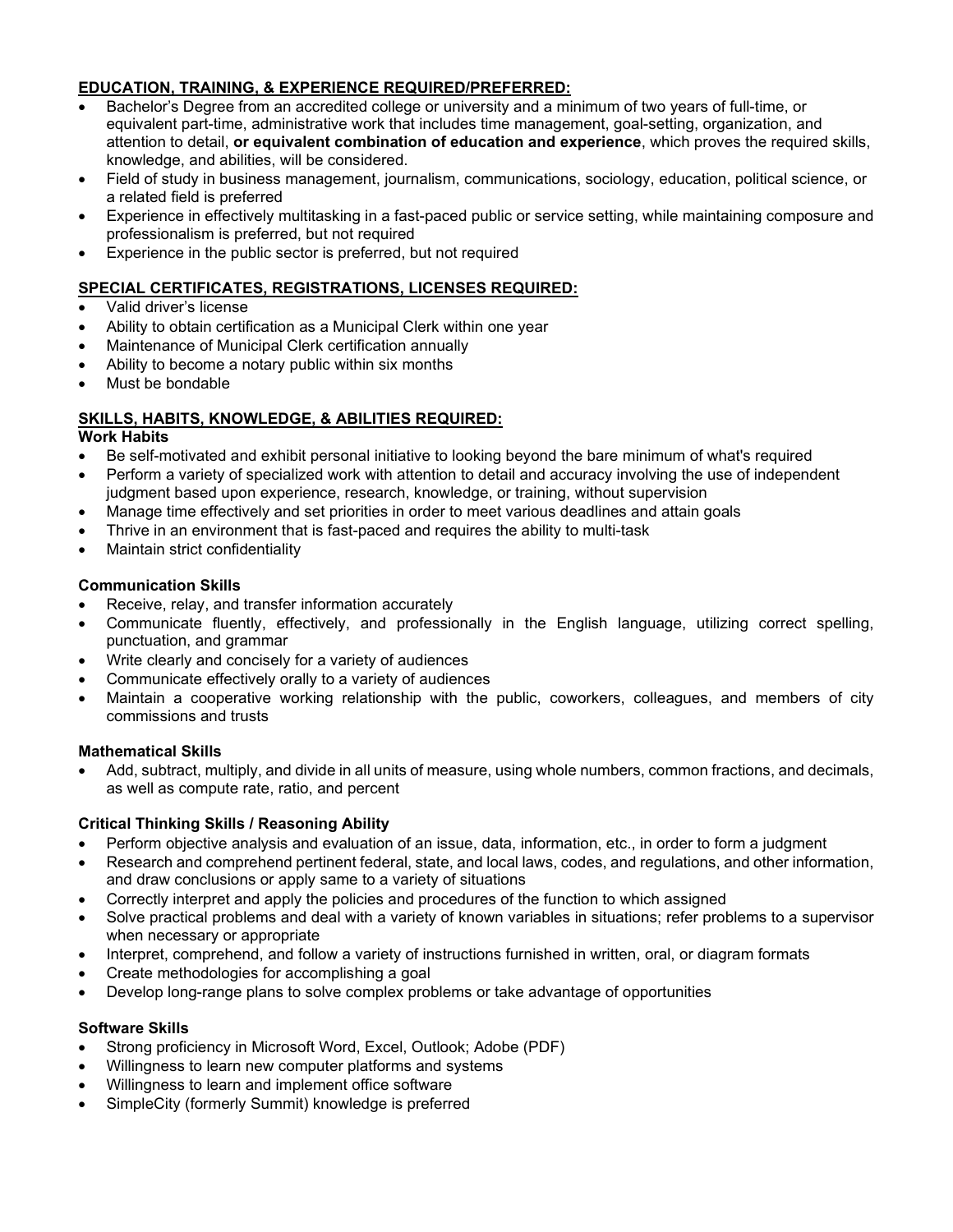## EDUCATION, TRAINING, & EXPERIENCE REQUIRED/PREFERRED:

- Bachelor's Degree from an accredited college or university and a minimum of two years of full-time, or equivalent part-time, administrative work that includes time management, goal-setting, organization, and attention to detail, **or equivalent combination of education and experience**, which proves the required skills, knowledge, and abilities, will be considered.
- Field of study in business management, journalism, communications, sociology, education, political science, or a related field is preferred
- Experience in effectively multitasking in a fast-paced public or service setting, while maintaining composure and professionalism is preferred, but not required
- Experience in the public sector is preferred, but not required

## SPECIAL CERTIFICATES, REGISTRATIONS, LICENSES REQUIRED:

- Valid driver's license
- Ability to obtain certification as a Municipal Clerk within one year
- Maintenance of Municipal Clerk certification annually
- Ability to become a notary public within six months
- Must be bondable

## SKILLS, HABITS, KNOWLEDGE, & ABILITIES REQUIRED:

### Work Habits

- Be self-motivated and exhibit personal initiative to looking beyond the bare minimum of what's required
- Perform a variety of specialized work with attention to detail and accuracy involving the use of independent judgment based upon experience, research, knowledge, or training, without supervision
- Manage time effectively and set priorities in order to meet various deadlines and attain goals
- Thrive in an environment that is fast-paced and requires the ability to multi-task
- Maintain strict confidentiality

### Communication Skills

- Receive, relay, and transfer information accurately
- Communicate fluently, effectively, and professionally in the English language, utilizing correct spelling, punctuation, and grammar
- Write clearly and concisely for a variety of audiences
- Communicate effectively orally to a variety of audiences
- Maintain a cooperative working relationship with the public, coworkers, colleagues, and members of city commissions and trusts

### Mathematical Skills

- Add, subtract, multiply, and divide in all units of measure, using whole numbers, common fractions, and decimals, as well as compute rate, ratio, and percent

### Critical Thinking Skills / Reasoning Ability

- Perform objective analysis and evaluation of an issue, data, information, etc., in order to form a judgment
- Research and comprehend pertinent federal, state, and local laws, codes, and regulations, and other information, and draw conclusions or apply same to a variety of situations
- Correctly interpret and apply the policies and procedures of the function to which assigned
- Solve practical problems and deal with a variety of known variables in situations; refer problems to a supervisor when necessary or appropriate
- Interpret, comprehend, and follow a variety of instructions furnished in written, oral, or diagram formats
- Create methodologies for accomplishing a goal
- Develop long-range plans to solve complex problems or take advantage of opportunities

### Software Skills

- Strong proficiency in Microsoft Word, Excel, Outlook; Adobe (PDF)
- Willingness to learn new computer platforms and systems
- Willingness to learn and implement office software
- SimpleCity (formerly Summit) knowledge is preferred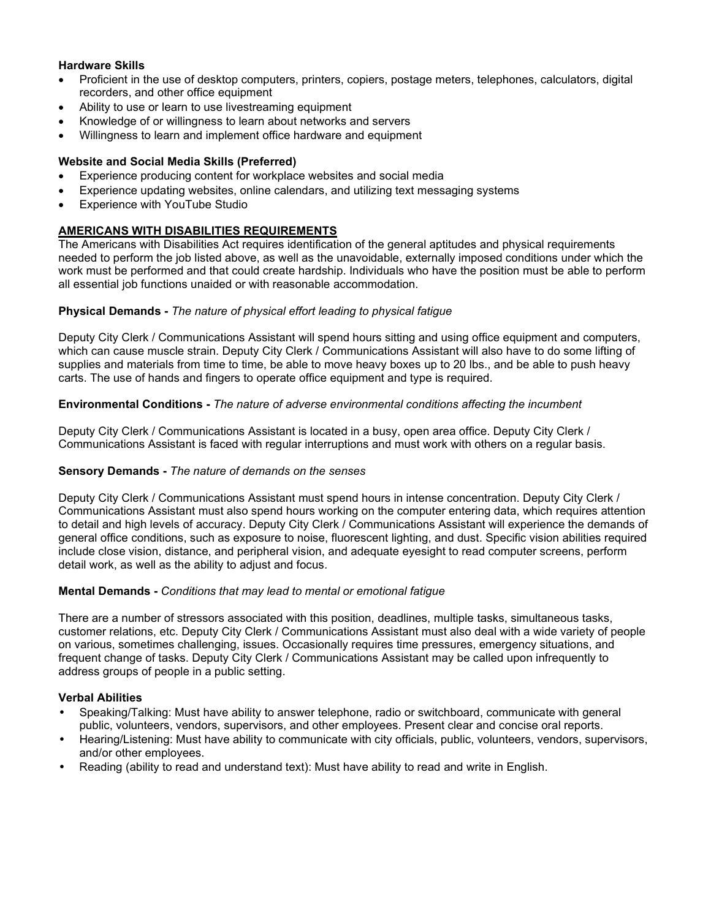**Hardware Skills**

- Proficient in the use of desktop computers, printers, copiers, postage meters, telephones, calculators, digital recorders, and other office equipment
- Ability to use or learn to use livestreaming equipment
- Knowledge of or willingness to learn about networks and servers
- Willingness to learn and implement office hardware and equipment

**Website and Social Media Skills (Preferred)**

- Experience producing content for workplace websites and social media
- Experience updating websites, online calendars, and utilizing text messaging systems
- Experience with YouTube Studio

## AMERICANS WITH DISABILITIES REQUIREMENTS

The Americans with Disabilities Act requires identification of the general aptitudes and physical requirements needed to perform the job listed above, as well as the unavoidable, externally imposed conditions under which the work must be performed and that could create hardship. Individuals who have the position must be able to perform all essential job functions unaided or with reasonable accommodation.

**Physical Demands -** *The nature of physical effort leading to physical fatigue*

Deputy City Clerk / Communications Assistant will spend hours sitting and using office equipment and computers, which can cause muscle strain. Deputy City Clerk / Communications Assistant will also have to do some lifting of supplies and materials from time to time, be able to move heavy boxes up to 20 lbs., and be able to push heavy carts. The use of hands and fingers to operate office equipment and type is required.

**Environmental Conditions -** *The nature of adverse environmental conditions affecting the incumbent*

Deputy City Clerk / Communications Assistant is located in a busy, open area office. Deputy City Clerk / Communications Assistant is faced with regular interruptions and must work with others on a regular basis.

**Sensory Demands -** *The nature of demands on the senses*

Deputy City Clerk / Communications Assistant must spend hours in intense concentration. Deputy City Clerk / Communications Assistant must also spend hours working on the computer entering data, which requires attention to detail and high levels of accuracy. Deputy City Clerk / Communications Assistant will experience the demands of general office conditions, such as exposure to noise, fluorescent lighting, and dust. Specific vision abilities required include close vision, distance, and peripheral vision, and adequate eyesight to read computer screens, perform detail work, as well as the ability to adjust and focus.

**Mental Demands -** *Conditions that may lead to mental or emotional fatigue*

There are a number of stressors associated with this position, deadlines, multiple tasks, simultaneous tasks, customer relations, etc. Deputy City Clerk / Communications Assistant must also deal with a wide variety of people on various, sometimes challenging, issues. Occasionally requires time pressures, emergency situations, and frequent change of tasks. Deputy City Clerk / Communications Assistant may be called upon infrequently to address groups of people in a public setting.

**Verbal Abilities**

- Speaking/Talking: Must have ability to answer telephone, radio or switchboard, communicate with general public, volunteers, vendors, supervisors, and other employees. Present clear and concise oral reports.
- Hearing/Listening: Must have ability to communicate with city officials, public, volunteers, vendors, supervisors, and/or other employees.
- Reading (ability to read and understand text): Must have ability to read and write in English.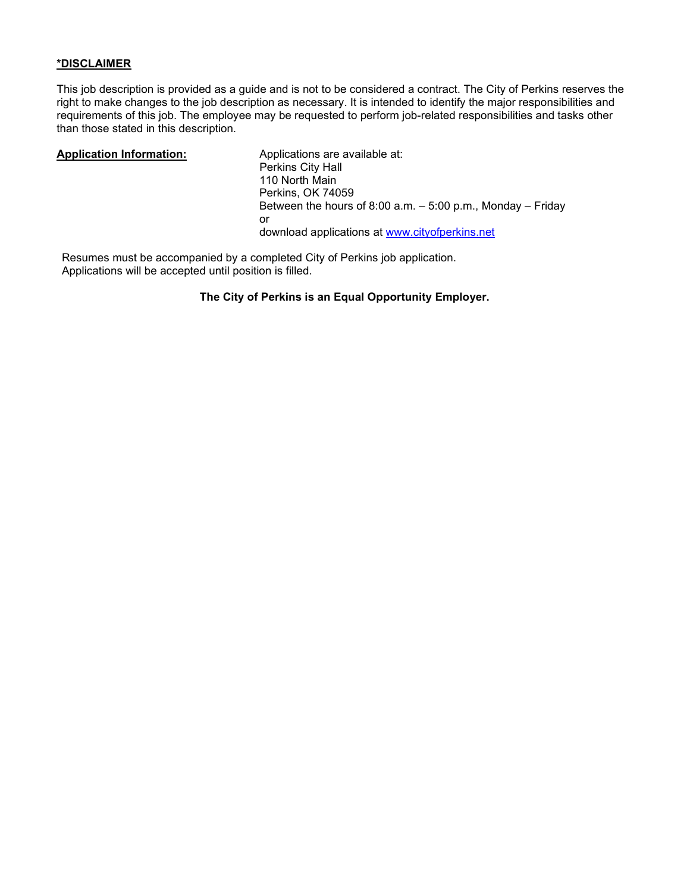**\*DISCLAIMER**

This job description is provided as a guide and is not to be considered a contract. The City of Perkins reserves the right to make changes to the job description as necessary. It is intended to identify the major responsibilities and requirements of this job. The employee may be requested to perform job-related responsibilities and tasks other than those stated in this description.

**Application Information:**

Applications are available at:
Perkins City Hall
110 North Main
Perkins, OK 74059
Between the hours of 8:00 a.m. – 5:00 p.m., Monday – Friday
or
download applications at [www.cityofperkins.net](http://www.cityofperkins.net)

Resumes must be accompanied by a completed City of Perkins job application.
Applications will be accepted until position is filled.

**The City of Perkins is an Equal Opportunity Employer.**